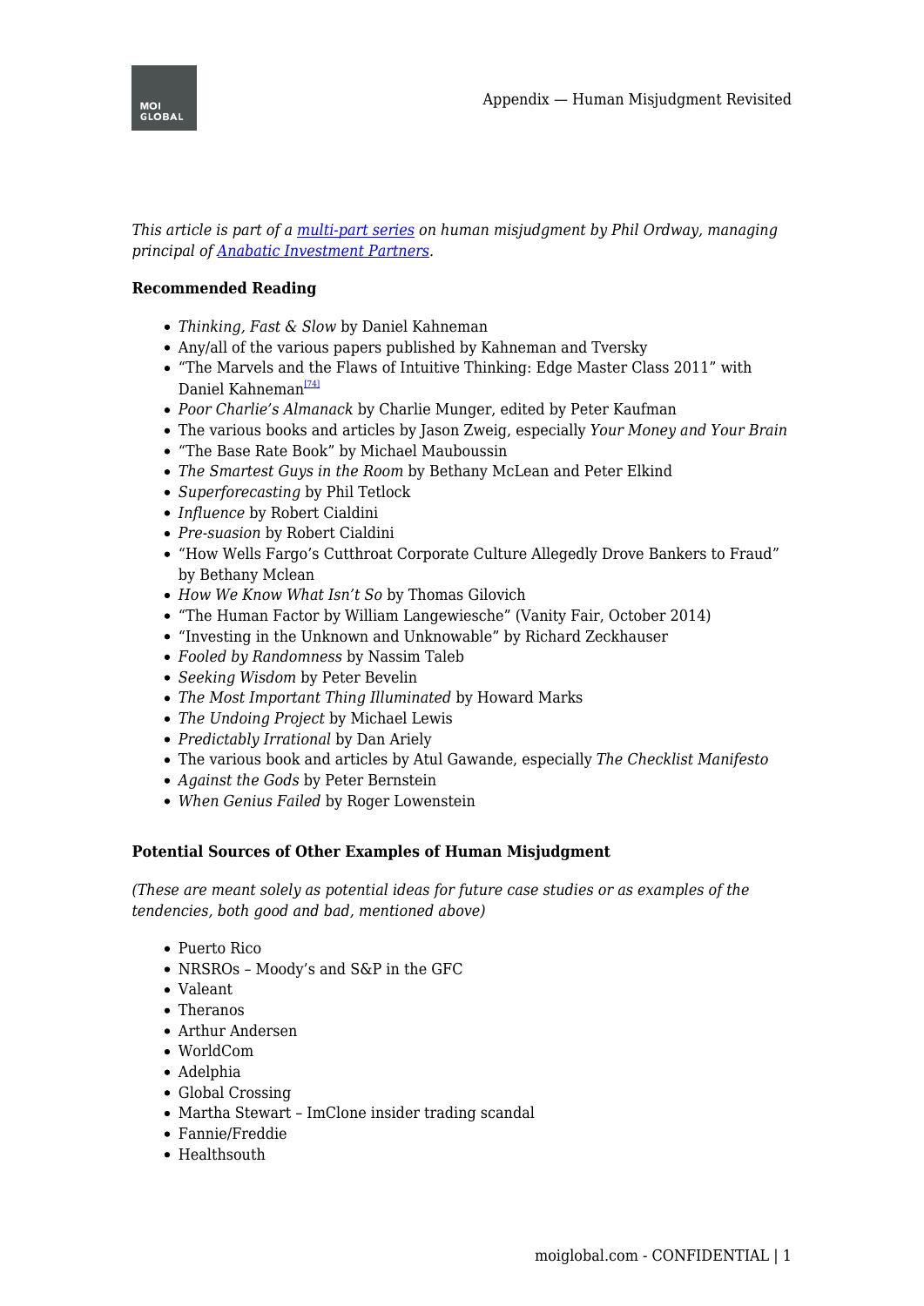*This article is part of a multi-part series on human misjudgment by Phil Ordway, managing principal of Anabatic Investment Partners.*

**Recommended Reading**

- *Thinking, Fast & Slow* by Daniel Kahneman
- Any/all of the various papers published by Kahneman and Tversky
- "The Marvels and the Flaws of Intuitive Thinking: Edge Master Class 2011" with Daniel Kahneman[74]
- *Poor Charlie's Almanack* by Charlie Munger, edited by Peter Kaufman
- The various books and articles by Jason Zweig, especially *Your Money and Your Brain*
- "The Base Rate Book" by Michael Mauboussin
- *The Smartest Guys in the Room* by Bethany McLean and Peter Elkind
- *Superforecasting* by Phil Tetlock
- *Influence* by Robert Cialdini
- *Pre-suasion* by Robert Cialdini
- "How Wells Fargo's Cutthroat Corporate Culture Allegedly Drove Bankers to Fraud" by Bethany Mclean
- *How We Know What Isn't So* by Thomas Gilovich
- "The Human Factor by William Langewiesche" (Vanity Fair, October 2014)
- "Investing in the Unknown and Unknowable" by Richard Zeckhauser
- *Fooled by Randomness* by Nassim Taleb
- *Seeking Wisdom* by Peter Bevelin
- *The Most Important Thing Illuminated* by Howard Marks
- *The Undoing Project* by Michael Lewis
- *Predictably Irrational* by Dan Ariely
- The various book and articles by Atul Gawande, especially *The Checklist Manifesto*
- *Against the Gods* by Peter Bernstein
- *When Genius Failed* by Roger Lowenstein

**Potential Sources of Other Examples of Human Misjudgment**

*(These are meant solely as potential ideas for future case studies or as examples of the tendencies, both good and bad, mentioned above)*

- Puerto Rico
- NRSROs – Moody's and S&P in the GFC
- Valeant
- Theranos
- Arthur Andersen
- WorldCom
- Adelphia
- Global Crossing
- Martha Stewart – ImClone insider trading scandal
- Fannie/Freddie
- Healthsouth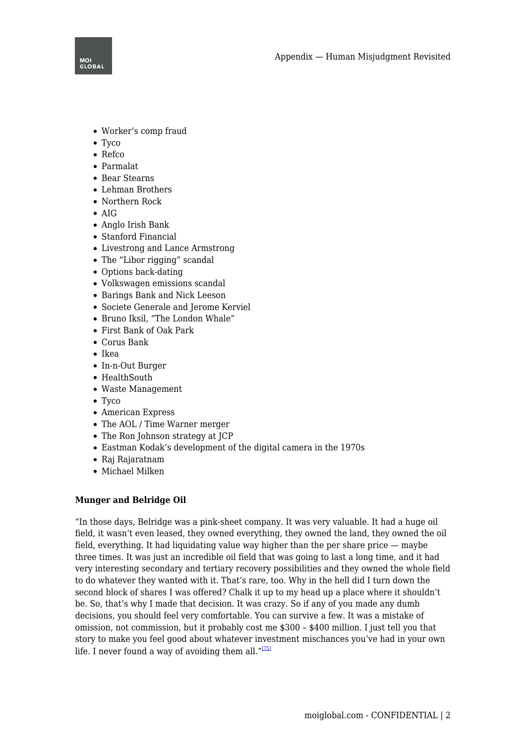- Worker's comp fraud
- Tyco
- Refco
- Parmalat
- Bear Stearns
- Lehman Brothers
- Northern Rock
- AIG
- Anglo Irish Bank
- Stanford Financial
- Livestrong and Lance Armstrong
- The "Libor rigging" scandal
- Options back-dating
- Volkswagen emissions scandal
- Barings Bank and Nick Leeson
- Societe Generale and Jerome Kerviel
- Bruno Iksil, "The London Whale"
- First Bank of Oak Park
- Corus Bank
- Ikea
- In-n-Out Burger
- HealthSouth
- Waste Management
- Tyco
- American Express
- The AOL / Time Warner merger
- The Ron Johnson strategy at JCP
- Eastman Kodak's development of the digital camera in the 1970s
- Raj Rajaratnam
- Michael Milken

**Munger and Belridge Oil**

"In those days, Belridge was a pink-sheet company. It was very valuable. It had a huge oil field, it wasn't even leased, they owned everything, they owned the land, they owned the oil field, everything. It had liquidating value way higher than the per share price — maybe three times. It was just an incredible oil field that was going to last a long time, and it had very interesting secondary and tertiary recovery possibilities and they owned the whole field to do whatever they wanted with it. That's rare, too. Why in the hell did I turn down the second block of shares I was offered? Chalk it up to my head up a place where it shouldn't be. So, that's why I made that decision. It was crazy. So if any of you made any dumb decisions, you should feel very comfortable. You can survive a few. It was a mistake of omission, not commission, but it probably cost me $300 – $400 million. I just tell you that story to make you feel good about whatever investment mischances you've had in your own life. I never found a way of avoiding them all."[75]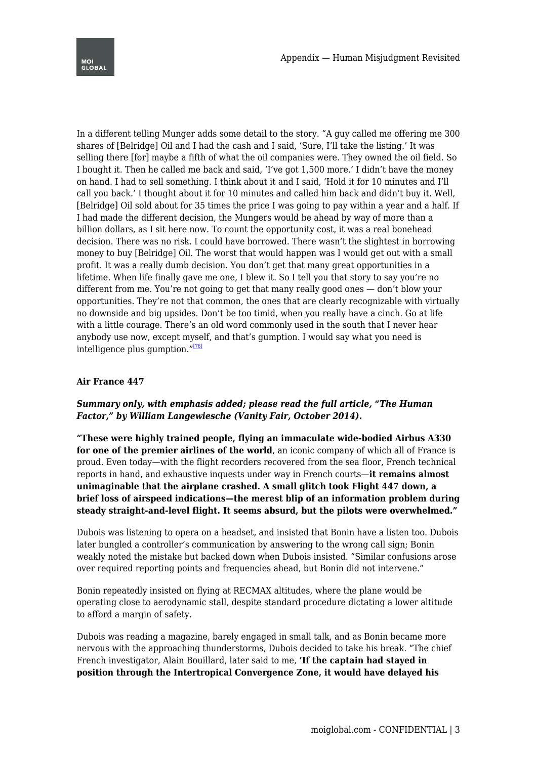In a different telling Munger adds some detail to the story. "A guy called me offering me 300 shares of [Belridge] Oil and I had the cash and I said, 'Sure, I'll take the listing.' It was selling there [for] maybe a fifth of what the oil companies were. They owned the oil field. So I bought it. Then he called me back and said, 'I've got 1,500 more.' I didn't have the money on hand. I had to sell something. I think about it and I said, 'Hold it for 10 minutes and I'll call you back.' I thought about it for 10 minutes and called him back and didn't buy it. Well, [Belridge] Oil sold about for 35 times the price I was going to pay within a year and a half. If I had made the different decision, the Mungers would be ahead by way of more than a billion dollars, as I sit here now. To count the opportunity cost, it was a real bonehead decision. There was no risk. I could have borrowed. There wasn't the slightest in borrowing money to buy [Belridge] Oil. The worst that would happen was I would get out with a small profit. It was a really dumb decision. You don't get that many great opportunities in a lifetime. When life finally gave me one, I blew it. So I tell you that story to say you're no different from me. You're not going to get that many really good ones — don't blow your opportunities. They're not that common, the ones that are clearly recognizable with virtually no downside and big upsides. Don't be too timid, when you really have a cinch. Go at life with a little courage. There's an old word commonly used in the south that I never hear anybody use now, except myself, and that's gumption. I would say what you need is intelligence plus gumption."[76]

**Air France 447**

***Summary only, with emphasis added; please read the full article, "The Human Factor," by William Langewiesche (Vanity Fair, October 2014).***

**"These were highly trained people, flying an immaculate wide-bodied Airbus A330 for one of the premier airlines of the world**, an iconic company of which all of France is proud. Even today—with the flight recorders recovered from the sea floor, French technical reports in hand, and exhaustive inquests under way in French courts—**it remains almost unimaginable that the airplane crashed. A small glitch took Flight 447 down, a brief loss of airspeed indications—the merest blip of an information problem during steady straight-and-level flight. It seems absurd, but the pilots were overwhelmed."**

Dubois was listening to opera on a headset, and insisted that Bonin have a listen too. Dubois later bungled a controller's communication by answering to the wrong call sign; Bonin weakly noted the mistake but backed down when Dubois insisted. "Similar confusions arose over required reporting points and frequencies ahead, but Bonin did not intervene."

Bonin repeatedly insisted on flying at RECMAX altitudes, where the plane would be operating close to aerodynamic stall, despite standard procedure dictating a lower altitude to afford a margin of safety.

Dubois was reading a magazine, barely engaged in small talk, and as Bonin became more nervous with the approaching thunderstorms, Dubois decided to take his break. "The chief French investigator, Alain Bouillard, later said to me, **'If the captain had stayed in position through the Intertropical Convergence Zone, it would have delayed his**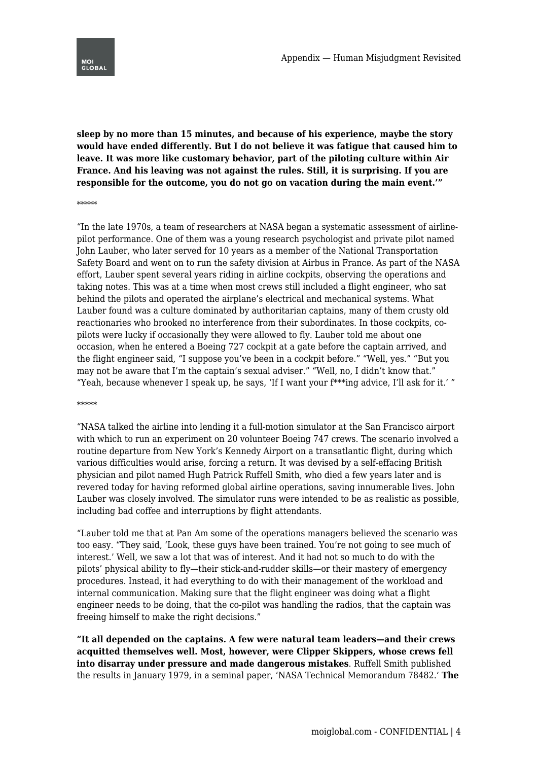**sleep by no more than 15 minutes, and because of his experience, maybe the story would have ended differently. But I do not believe it was fatigue that caused him to leave. It was more like customary behavior, part of the piloting culture within Air France. And his leaving was not against the rules. Still, it is surprising. If you are responsible for the outcome, you do not go on vacation during the main event.'"**

*****

"In the late 1970s, a team of researchers at NASA began a systematic assessment of airline-pilot performance. One of them was a young research psychologist and private pilot named John Lauber, who later served for 10 years as a member of the National Transportation Safety Board and went on to run the safety division at Airbus in France. As part of the NASA effort, Lauber spent several years riding in airline cockpits, observing the operations and taking notes. This was at a time when most crews still included a flight engineer, who sat behind the pilots and operated the airplane's electrical and mechanical systems. What Lauber found was a culture dominated by authoritarian captains, many of them crusty old reactionaries who brooked no interference from their subordinates. In those cockpits, co-pilots were lucky if occasionally they were allowed to fly. Lauber told me about one occasion, when he entered a Boeing 727 cockpit at a gate before the captain arrived, and the flight engineer said, "I suppose you've been in a cockpit before." "Well, yes." "But you may not be aware that I'm the captain's sexual adviser." "Well, no, I didn't know that." "Yeah, because whenever I speak up, he says, 'If I want your f***ing advice, I'll ask for it.' "

*****

"NASA talked the airline into lending it a full-motion simulator at the San Francisco airport with which to run an experiment on 20 volunteer Boeing 747 crews. The scenario involved a routine departure from New York's Kennedy Airport on a transatlantic flight, during which various difficulties would arise, forcing a return. It was devised by a self-effacing British physician and pilot named Hugh Patrick Ruffell Smith, who died a few years later and is revered today for having reformed global airline operations, saving innumerable lives. John Lauber was closely involved. The simulator runs were intended to be as realistic as possible, including bad coffee and interruptions by flight attendants.

"Lauber told me that at Pan Am some of the operations managers believed the scenario was too easy. "They said, 'Look, these guys have been trained. You're not going to see much of interest.' Well, we saw a lot that was of interest. And it had not so much to do with the pilots' physical ability to fly—their stick-and-rudder skills—or their mastery of emergency procedures. Instead, it had everything to do with their management of the workload and internal communication. Making sure that the flight engineer was doing what a flight engineer needs to be doing, that the co-pilot was handling the radios, that the captain was freeing himself to make the right decisions."

**"It all depended on the captains. A few were natural team leaders—and their crews acquitted themselves well. Most, however, were Clipper Skippers, whose crews fell into disarray under pressure and made dangerous mistakes**. Ruffell Smith published the results in January 1979, in a seminal paper, 'NASA Technical Memorandum 78482.' **The**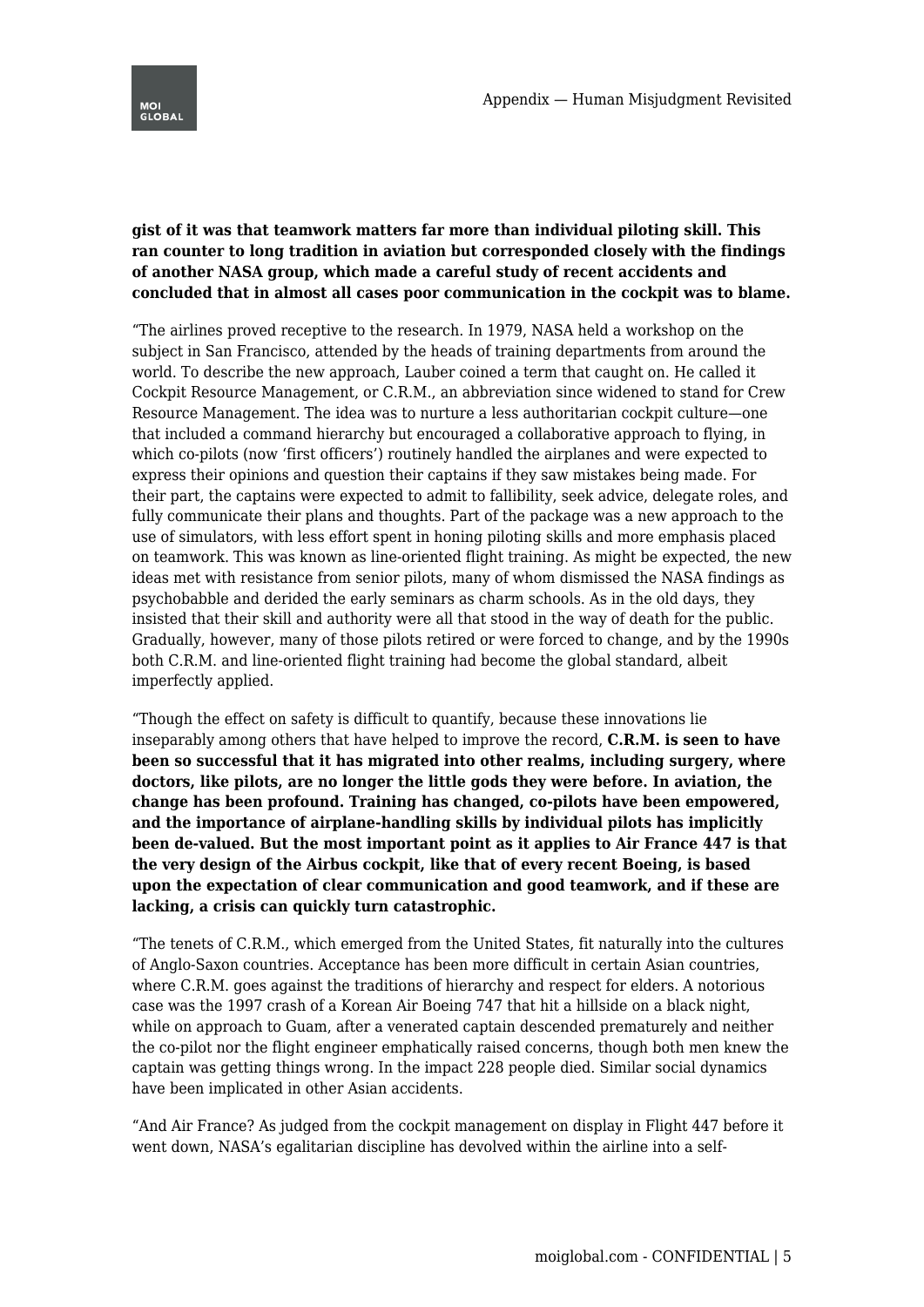**gist of it was that teamwork matters far more than individual piloting skill. This ran counter to long tradition in aviation but corresponded closely with the findings of another NASA group, which made a careful study of recent accidents and concluded that in almost all cases poor communication in the cockpit was to blame.**

"The airlines proved receptive to the research. In 1979, NASA held a workshop on the subject in San Francisco, attended by the heads of training departments from around the world. To describe the new approach, Lauber coined a term that caught on. He called it Cockpit Resource Management, or C.R.M., an abbreviation since widened to stand for Crew Resource Management. The idea was to nurture a less authoritarian cockpit culture—one that included a command hierarchy but encouraged a collaborative approach to flying, in which co-pilots (now 'first officers') routinely handled the airplanes and were expected to express their opinions and question their captains if they saw mistakes being made. For their part, the captains were expected to admit to fallibility, seek advice, delegate roles, and fully communicate their plans and thoughts. Part of the package was a new approach to the use of simulators, with less effort spent in honing piloting skills and more emphasis placed on teamwork. This was known as line-oriented flight training. As might be expected, the new ideas met with resistance from senior pilots, many of whom dismissed the NASA findings as psychobabble and derided the early seminars as charm schools. As in the old days, they insisted that their skill and authority were all that stood in the way of death for the public. Gradually, however, many of those pilots retired or were forced to change, and by the 1990s both C.R.M. and line-oriented flight training had become the global standard, albeit imperfectly applied.

"Though the effect on safety is difficult to quantify, because these innovations lie inseparably among others that have helped to improve the record, **C.R.M. is seen to have been so successful that it has migrated into other realms, including surgery, where doctors, like pilots, are no longer the little gods they were before. In aviation, the change has been profound. Training has changed, co-pilots have been empowered, and the importance of airplane-handling skills by individual pilots has implicitly been de-valued. But the most important point as it applies to Air France 447 is that the very design of the Airbus cockpit, like that of every recent Boeing, is based upon the expectation of clear communication and good teamwork, and if these are lacking, a crisis can quickly turn catastrophic.**

"The tenets of C.R.M., which emerged from the United States, fit naturally into the cultures of Anglo-Saxon countries. Acceptance has been more difficult in certain Asian countries, where C.R.M. goes against the traditions of hierarchy and respect for elders. A notorious case was the 1997 crash of a Korean Air Boeing 747 that hit a hillside on a black night, while on approach to Guam, after a venerated captain descended prematurely and neither the co-pilot nor the flight engineer emphatically raised concerns, though both men knew the captain was getting things wrong. In the impact 228 people died. Similar social dynamics have been implicated in other Asian accidents.

"And Air France? As judged from the cockpit management on display in Flight 447 before it went down, NASA's egalitarian discipline has devolved within the airline into a self-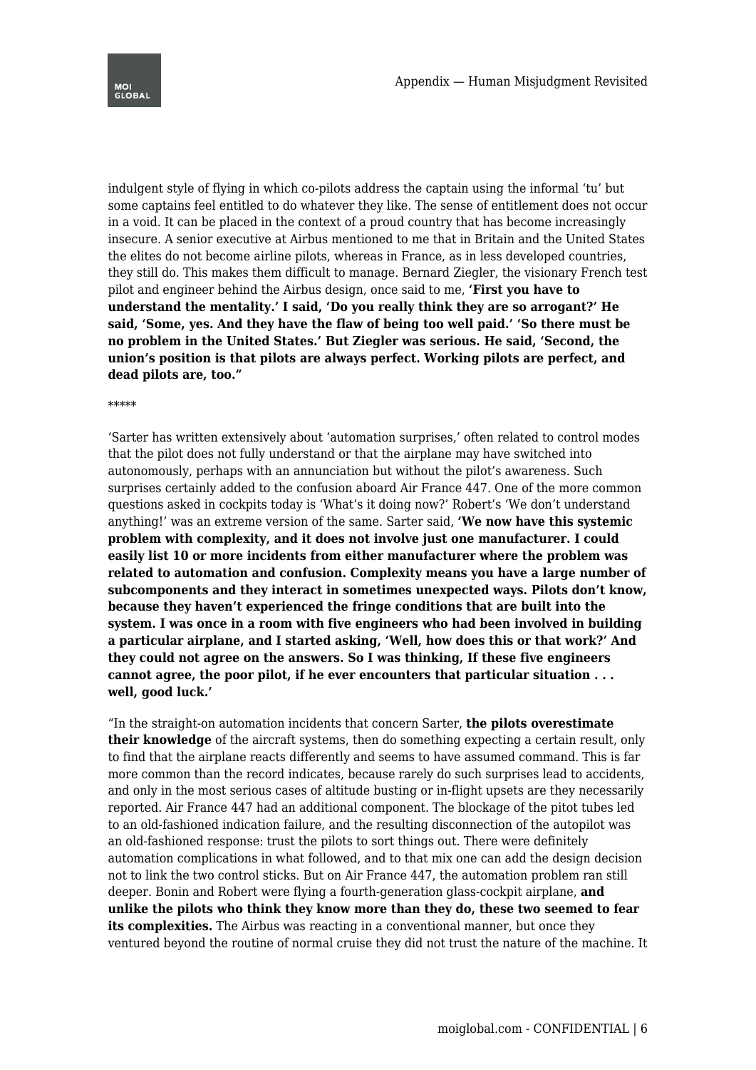indulgent style of flying in which co-pilots address the captain using the informal 'tu' but some captains feel entitled to do whatever they like. The sense of entitlement does not occur in a void. It can be placed in the context of a proud country that has become increasingly insecure. A senior executive at Airbus mentioned to me that in Britain and the United States the elites do not become airline pilots, whereas in France, as in less developed countries, they still do. This makes them difficult to manage. Bernard Ziegler, the visionary French test pilot and engineer behind the Airbus design, once said to me, **'First you have to understand the mentality.' I said, 'Do you really think they are so arrogant?' He said, 'Some, yes. And they have the flaw of being too well paid.' 'So there must be no problem in the United States.' But Ziegler was serious. He said, 'Second, the union's position is that pilots are always perfect. Working pilots are perfect, and dead pilots are, too."**

*****

'Sarter has written extensively about 'automation surprises,' often related to control modes that the pilot does not fully understand or that the airplane may have switched into autonomously, perhaps with an annunciation but without the pilot's awareness. Such surprises certainly added to the confusion aboard Air France 447. One of the more common questions asked in cockpits today is 'What's it doing now?' Robert's 'We don't understand anything!' was an extreme version of the same. Sarter said, '**We now have this systemic problem with complexity, and it does not involve just one manufacturer. I could easily list 10 or more incidents from either manufacturer where the problem was related to automation and confusion. Complexity means you have a large number of subcomponents and they interact in sometimes unexpected ways. Pilots don't know, because they haven't experienced the fringe conditions that are built into the system. I was once in a room with five engineers who had been involved in building a particular airplane, and I started asking, 'Well, how does this or that work?' And they could not agree on the answers. So I was thinking, If these five engineers cannot agree, the poor pilot, if he ever encounters that particular situation . . . well, good luck.'**

"In the straight-on automation incidents that concern Sarter, **the pilots overestimate their knowledge** of the aircraft systems, then do something expecting a certain result, only to find that the airplane reacts differently and seems to have assumed command. This is far more common than the record indicates, because rarely do such surprises lead to accidents, and only in the most serious cases of altitude busting or in-flight upsets are they necessarily reported. Air France 447 had an additional component. The blockage of the pitot tubes led to an old-fashioned indication failure, and the resulting disconnection of the autopilot was an old-fashioned response: trust the pilots to sort things out. There were definitely automation complications in what followed, and to that mix one can add the design decision not to link the two control sticks. But on Air France 447, the automation problem ran still deeper. Bonin and Robert were flying a fourth-generation glass-cockpit airplane, **and unlike the pilots who think they know more than they do, these two seemed to fear its complexities.** The Airbus was reacting in a conventional manner, but once they ventured beyond the routine of normal cruise they did not trust the nature of the machine. It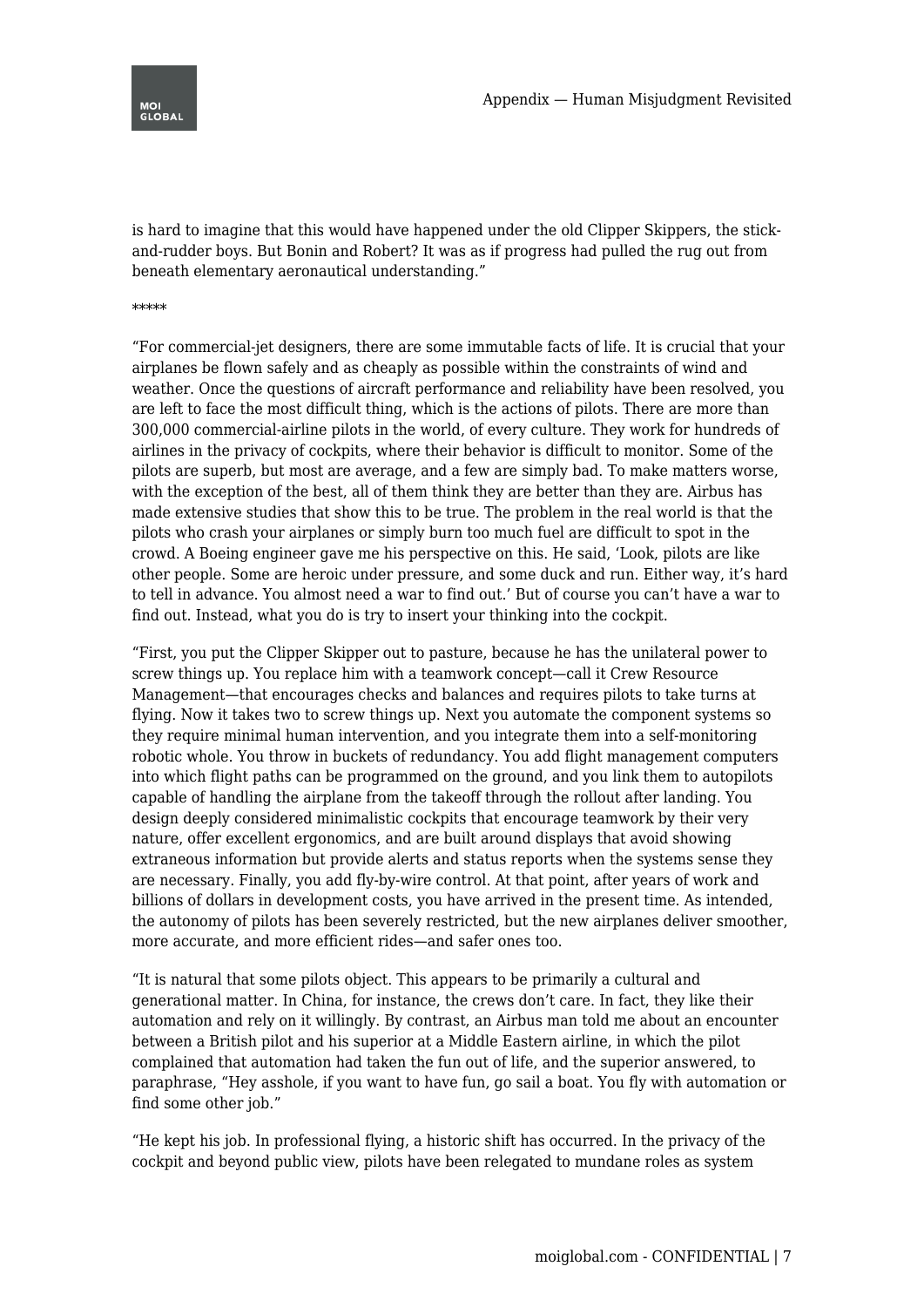is hard to imagine that this would have happened under the old Clipper Skippers, the stick-and-rudder boys. But Bonin and Robert? It was as if progress had pulled the rug out from beneath elementary aeronautical understanding."

*****

"For commercial-jet designers, there are some immutable facts of life. It is crucial that your airplanes be flown safely and as cheaply as possible within the constraints of wind and weather. Once the questions of aircraft performance and reliability have been resolved, you are left to face the most difficult thing, which is the actions of pilots. There are more than 300,000 commercial-airline pilots in the world, of every culture. They work for hundreds of airlines in the privacy of cockpits, where their behavior is difficult to monitor. Some of the pilots are superb, but most are average, and a few are simply bad. To make matters worse, with the exception of the best, all of them think they are better than they are. Airbus has made extensive studies that show this to be true. The problem in the real world is that the pilots who crash your airplanes or simply burn too much fuel are difficult to spot in the crowd. A Boeing engineer gave me his perspective on this. He said, 'Look, pilots are like other people. Some are heroic under pressure, and some duck and run. Either way, it's hard to tell in advance. You almost need a war to find out.' But of course you can't have a war to find out. Instead, what you do is try to insert your thinking into the cockpit.

"First, you put the Clipper Skipper out to pasture, because he has the unilateral power to screw things up. You replace him with a teamwork concept—call it Crew Resource Management—that encourages checks and balances and requires pilots to take turns at flying. Now it takes two to screw things up. Next you automate the component systems so they require minimal human intervention, and you integrate them into a self-monitoring robotic whole. You throw in buckets of redundancy. You add flight management computers into which flight paths can be programmed on the ground, and you link them to autopilots capable of handling the airplane from the takeoff through the rollout after landing. You design deeply considered minimalistic cockpits that encourage teamwork by their very nature, offer excellent ergonomics, and are built around displays that avoid showing extraneous information but provide alerts and status reports when the systems sense they are necessary. Finally, you add fly-by-wire control. At that point, after years of work and billions of dollars in development costs, you have arrived in the present time. As intended, the autonomy of pilots has been severely restricted, but the new airplanes deliver smoother, more accurate, and more efficient rides—and safer ones too.

"It is natural that some pilots object. This appears to be primarily a cultural and generational matter. In China, for instance, the crews don't care. In fact, they like their automation and rely on it willingly. By contrast, an Airbus man told me about an encounter between a British pilot and his superior at a Middle Eastern airline, in which the pilot complained that automation had taken the fun out of life, and the superior answered, to paraphrase, "Hey asshole, if you want to have fun, go sail a boat. You fly with automation or find some other job."

"He kept his job. In professional flying, a historic shift has occurred. In the privacy of the cockpit and beyond public view, pilots have been relegated to mundane roles as system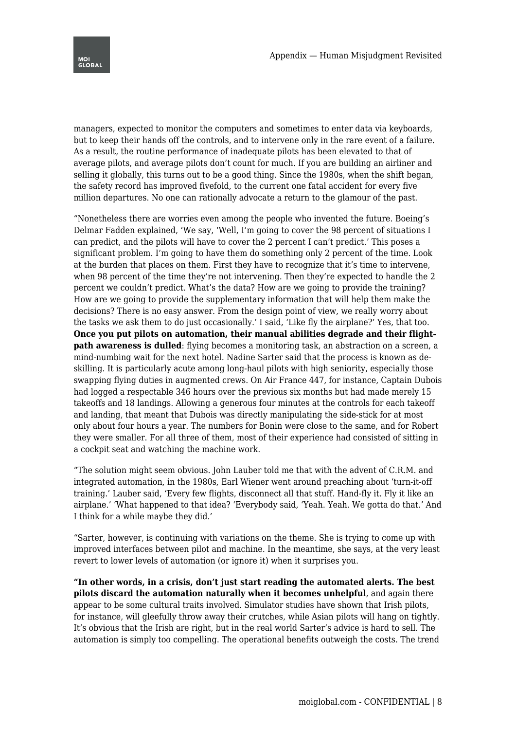managers, expected to monitor the computers and sometimes to enter data via keyboards, but to keep their hands off the controls, and to intervene only in the rare event of a failure. As a result, the routine performance of inadequate pilots has been elevated to that of average pilots, and average pilots don't count for much. If you are building an airliner and selling it globally, this turns out to be a good thing. Since the 1980s, when the shift began, the safety record has improved fivefold, to the current one fatal accident for every five million departures. No one can rationally advocate a return to the glamour of the past.

"Nonetheless there are worries even among the people who invented the future. Boeing's Delmar Fadden explained, 'We say, 'Well, I'm going to cover the 98 percent of situations I can predict, and the pilots will have to cover the 2 percent I can't predict.' This poses a significant problem. I'm going to have them do something only 2 percent of the time. Look at the burden that places on them. First they have to recognize that it's time to intervene, when 98 percent of the time they're not intervening. Then they're expected to handle the 2 percent we couldn't predict. What's the data? How are we going to provide the training? How are we going to provide the supplementary information that will help them make the decisions? There is no easy answer. From the design point of view, we really worry about the tasks we ask them to do just occasionally.' I said, 'Like fly the airplane?' Yes, that too. **Once you put pilots on automation, their manual abilities degrade and their flight-path awareness is dulled**: flying becomes a monitoring task, an abstraction on a screen, a mind-numbing wait for the next hotel. Nadine Sarter said that the process is known as de-skilling. It is particularly acute among long-haul pilots with high seniority, especially those swapping flying duties in augmented crews. On Air France 447, for instance, Captain Dubois had logged a respectable 346 hours over the previous six months but had made merely 15 takeoffs and 18 landings. Allowing a generous four minutes at the controls for each takeoff and landing, that meant that Dubois was directly manipulating the side-stick for at most only about four hours a year. The numbers for Bonin were close to the same, and for Robert they were smaller. For all three of them, most of their experience had consisted of sitting in a cockpit seat and watching the machine work.

"The solution might seem obvious. John Lauber told me that with the advent of C.R.M. and integrated automation, in the 1980s, Earl Wiener went around preaching about 'turn-it-off training.' Lauber said, 'Every few flights, disconnect all that stuff. Hand-fly it. Fly it like an airplane.' 'What happened to that idea? 'Everybody said, 'Yeah. Yeah. We gotta do that.' And I think for a while maybe they did.'

"Sarter, however, is continuing with variations on the theme. She is trying to come up with improved interfaces between pilot and machine. In the meantime, she says, at the very least revert to lower levels of automation (or ignore it) when it surprises you.

**"In other words, in a crisis, don't just start reading the automated alerts. The best pilots discard the automation naturally when it becomes unhelpful**, and again there appear to be some cultural traits involved. Simulator studies have shown that Irish pilots, for instance, will gleefully throw away their crutches, while Asian pilots will hang on tightly. It's obvious that the Irish are right, but in the real world Sarter's advice is hard to sell. The automation is simply too compelling. The operational benefits outweigh the costs. The trend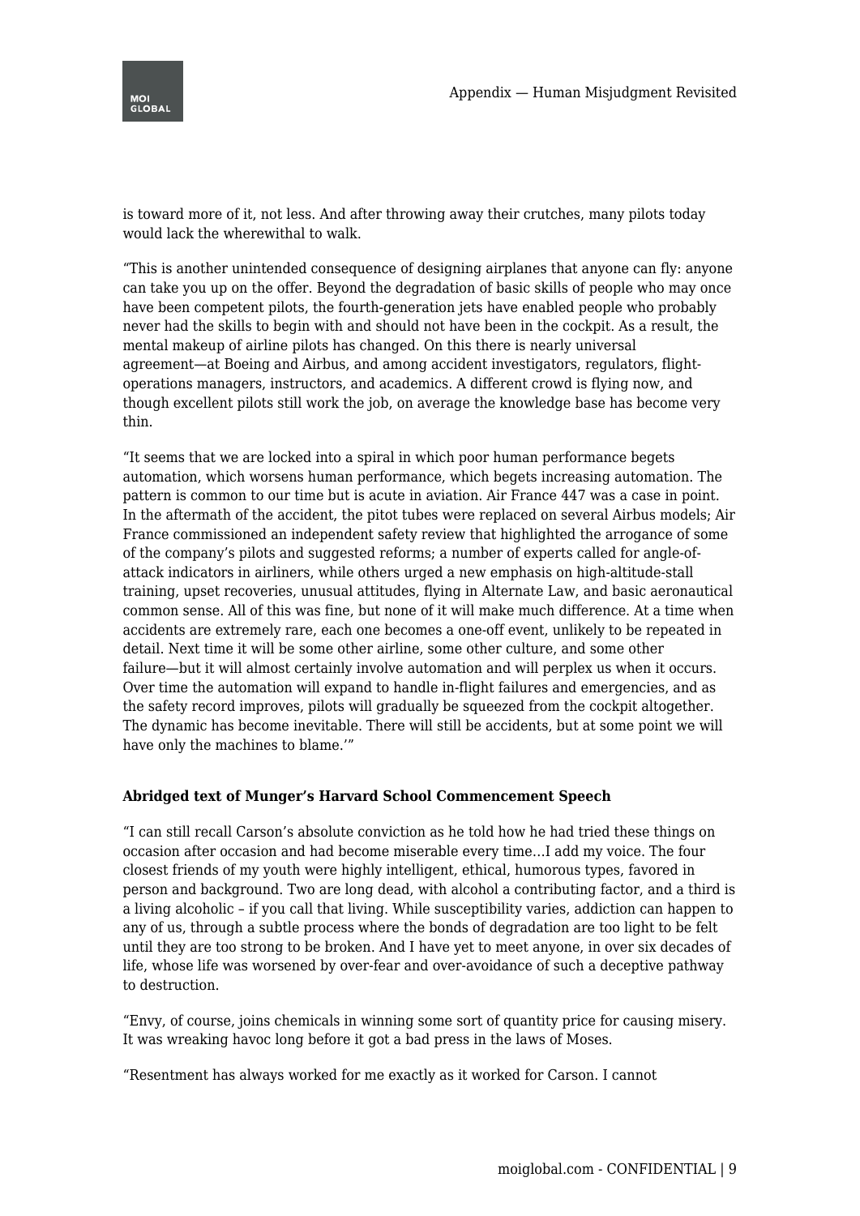is toward more of it, not less. And after throwing away their crutches, many pilots today would lack the wherewithal to walk.

"This is another unintended consequence of designing airplanes that anyone can fly: anyone can take you up on the offer. Beyond the degradation of basic skills of people who may once have been competent pilots, the fourth-generation jets have enabled people who probably never had the skills to begin with and should not have been in the cockpit. As a result, the mental makeup of airline pilots has changed. On this there is nearly universal agreement—at Boeing and Airbus, and among accident investigators, regulators, flight-operations managers, instructors, and academics. A different crowd is flying now, and though excellent pilots still work the job, on average the knowledge base has become very thin.

"It seems that we are locked into a spiral in which poor human performance begets automation, which worsens human performance, which begets increasing automation. The pattern is common to our time but is acute in aviation. Air France 447 was a case in point. In the aftermath of the accident, the pitot tubes were replaced on several Airbus models; Air France commissioned an independent safety review that highlighted the arrogance of some of the company's pilots and suggested reforms; a number of experts called for angle-of-attack indicators in airliners, while others urged a new emphasis on high-altitude-stall training, upset recoveries, unusual attitudes, flying in Alternate Law, and basic aeronautical common sense. All of this was fine, but none of it will make much difference. At a time when accidents are extremely rare, each one becomes a one-off event, unlikely to be repeated in detail. Next time it will be some other airline, some other culture, and some other failure—but it will almost certainly involve automation and will perplex us when it occurs. Over time the automation will expand to handle in-flight failures and emergencies, and as the safety record improves, pilots will gradually be squeezed from the cockpit altogether. The dynamic has become inevitable. There will still be accidents, but at some point we will have only the machines to blame.'"

**Abridged text of Munger's Harvard School Commencement Speech**

"I can still recall Carson's absolute conviction as he told how he had tried these things on occasion after occasion and had become miserable every time…I add my voice. The four closest friends of my youth were highly intelligent, ethical, humorous types, favored in person and background. Two are long dead, with alcohol a contributing factor, and a third is a living alcoholic – if you call that living. While susceptibility varies, addiction can happen to any of us, through a subtle process where the bonds of degradation are too light to be felt until they are too strong to be broken. And I have yet to meet anyone, in over six decades of life, whose life was worsened by over-fear and over-avoidance of such a deceptive pathway to destruction.

"Envy, of course, joins chemicals in winning some sort of quantity price for causing misery. It was wreaking havoc long before it got a bad press in the laws of Moses.

"Resentment has always worked for me exactly as it worked for Carson. I cannot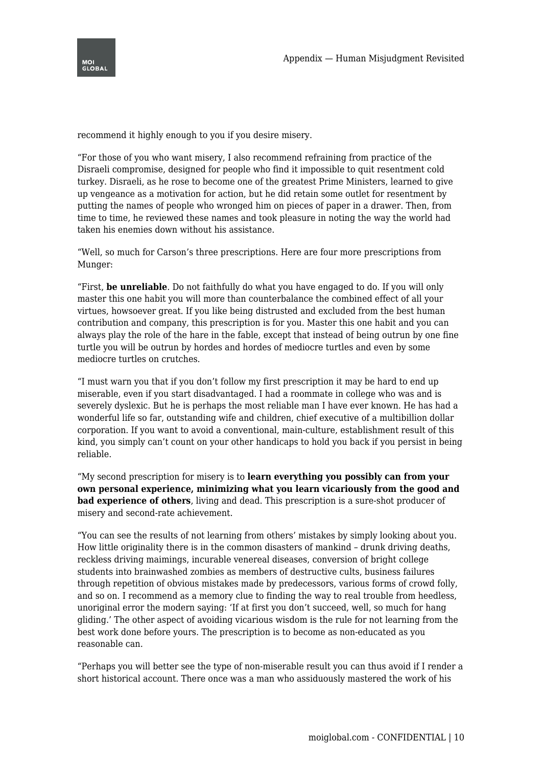recommend it highly enough to you if you desire misery.

"For those of you who want misery, I also recommend refraining from practice of the Disraeli compromise, designed for people who find it impossible to quit resentment cold turkey. Disraeli, as he rose to become one of the greatest Prime Ministers, learned to give up vengeance as a motivation for action, but he did retain some outlet for resentment by putting the names of people who wronged him on pieces of paper in a drawer. Then, from time to time, he reviewed these names and took pleasure in noting the way the world had taken his enemies down without his assistance.

"Well, so much for Carson's three prescriptions. Here are four more prescriptions from Munger:

"First, **be unreliable**. Do not faithfully do what you have engaged to do. If you will only master this one habit you will more than counterbalance the combined effect of all your virtues, howsoever great. If you like being distrusted and excluded from the best human contribution and company, this prescription is for you. Master this one habit and you can always play the role of the hare in the fable, except that instead of being outrun by one fine turtle you will be outrun by hordes and hordes of mediocre turtles and even by some mediocre turtles on crutches.

"I must warn you that if you don't follow my first prescription it may be hard to end up miserable, even if you start disadvantaged. I had a roommate in college who was and is severely dyslexic. But he is perhaps the most reliable man I have ever known. He has had a wonderful life so far, outstanding wife and children, chief executive of a multibillion dollar corporation. If you want to avoid a conventional, main-culture, establishment result of this kind, you simply can't count on your other handicaps to hold you back if you persist in being reliable.

"My second prescription for misery is to **learn everything you possibly can from your own personal experience, minimizing what you learn vicariously from the good and bad experience of others**, living and dead. This prescription is a sure-shot producer of misery and second-rate achievement.

"You can see the results of not learning from others' mistakes by simply looking about you. How little originality there is in the common disasters of mankind – drunk driving deaths, reckless driving maimings, incurable venereal diseases, conversion of bright college students into brainwashed zombies as members of destructive cults, business failures through repetition of obvious mistakes made by predecessors, various forms of crowd folly, and so on. I recommend as a memory clue to finding the way to real trouble from heedless, unoriginal error the modern saying: 'If at first you don't succeed, well, so much for hang gliding.' The other aspect of avoiding vicarious wisdom is the rule for not learning from the best work done before yours. The prescription is to become as non-educated as you reasonable can.

"Perhaps you will better see the type of non-miserable result you can thus avoid if I render a short historical account. There once was a man who assiduously mastered the work of his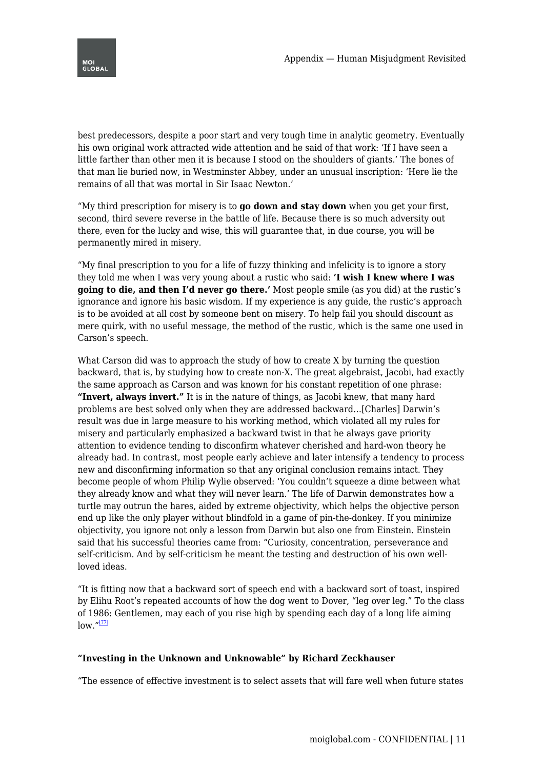best predecessors, despite a poor start and very tough time in analytic geometry. Eventually his own original work attracted wide attention and he said of that work: 'If I have seen a little farther than other men it is because I stood on the shoulders of giants.' The bones of that man lie buried now, in Westminster Abbey, under an unusual inscription: 'Here lie the remains of all that was mortal in Sir Isaac Newton.'

"My third prescription for misery is to **go down and stay down** when you get your first, second, third severe reverse in the battle of life. Because there is so much adversity out there, even for the lucky and wise, this will guarantee that, in due course, you will be permanently mired in misery.

"My final prescription to you for a life of fuzzy thinking and infelicity is to ignore a story they told me when I was very young about a rustic who said: **'I wish I knew where I was going to die, and then I'd never go there.'** Most people smile (as you did) at the rustic's ignorance and ignore his basic wisdom. If my experience is any guide, the rustic's approach is to be avoided at all cost by someone bent on misery. To help fail you should discount as mere quirk, with no useful message, the method of the rustic, which is the same one used in Carson's speech.

What Carson did was to approach the study of how to create X by turning the question backward, that is, by studying how to create non-X. The great algebraist, Jacobi, had exactly the same approach as Carson and was known for his constant repetition of one phrase: **"Invert, always invert."** It is in the nature of things, as Jacobi knew, that many hard problems are best solved only when they are addressed backward…[Charles] Darwin's result was due in large measure to his working method, which violated all my rules for misery and particularly emphasized a backward twist in that he always gave priority attention to evidence tending to disconfirm whatever cherished and hard-won theory he already had. In contrast, most people early achieve and later intensify a tendency to process new and disconfirming information so that any original conclusion remains intact. They become people of whom Philip Wylie observed: 'You couldn't squeeze a dime between what they already know and what they will never learn.' The life of Darwin demonstrates how a turtle may outrun the hares, aided by extreme objectivity, which helps the objective person end up like the only player without blindfold in a game of pin-the-donkey. If you minimize objectivity, you ignore not only a lesson from Darwin but also one from Einstein. Einstein said that his successful theories came from: "Curiosity, concentration, perseverance and self-criticism. And by self-criticism he meant the testing and destruction of his own well-loved ideas.

"It is fitting now that a backward sort of speech end with a backward sort of toast, inspired by Elihu Root's repeated accounts of how the dog went to Dover, "leg over leg." To the class of 1986: Gentlemen, may each of you rise high by spending each day of a long life aiming low."[77]

### "Investing in the Unknown and Unknowable" by Richard Zeckhauser

"The essence of effective investment is to select assets that will fare well when future states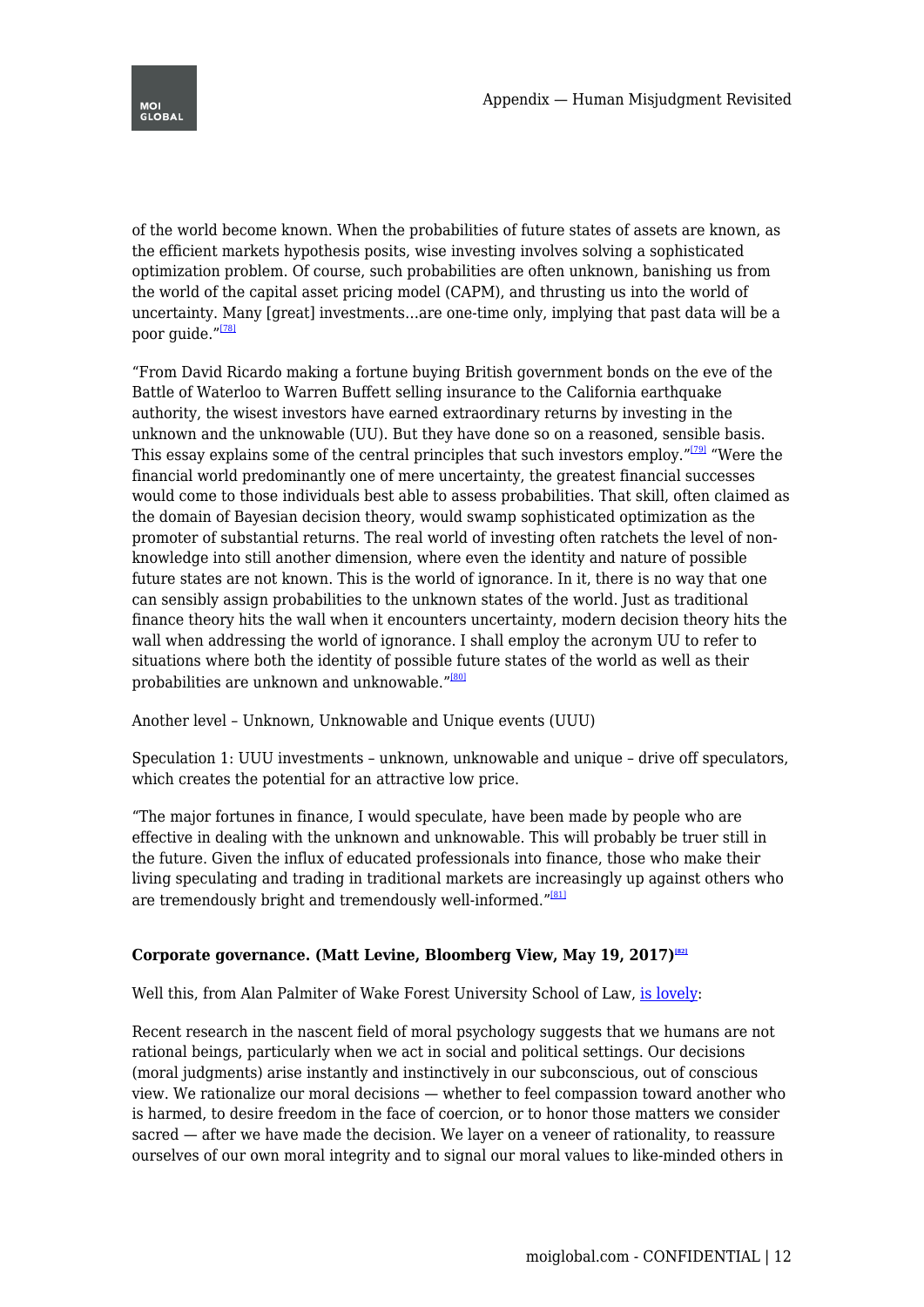of the world become known. When the probabilities of future states of assets are known, as the efficient markets hypothesis posits, wise investing involves solving a sophisticated optimization problem. Of course, such probabilities are often unknown, banishing us from the world of the capital asset pricing model (CAPM), and thrusting us into the world of uncertainty. Many [great] investments…are one-time only, implying that past data will be a poor guide."[78]

"From David Ricardo making a fortune buying British government bonds on the eve of the Battle of Waterloo to Warren Buffett selling insurance to the California earthquake authority, the wisest investors have earned extraordinary returns by investing in the unknown and the unknowable (UU). But they have done so on a reasoned, sensible basis. This essay explains some of the central principles that such investors employ."[79] "Were the financial world predominantly one of mere uncertainty, the greatest financial successes would come to those individuals best able to assess probabilities. That skill, often claimed as the domain of Bayesian decision theory, would swamp sophisticated optimization as the promoter of substantial returns. The real world of investing often ratchets the level of non-knowledge into still another dimension, where even the identity and nature of possible future states are not known. This is the world of ignorance. In it, there is no way that one can sensibly assign probabilities to the unknown states of the world. Just as traditional finance theory hits the wall when it encounters uncertainty, modern decision theory hits the wall when addressing the world of ignorance. I shall employ the acronym UU to refer to situations where both the identity of possible future states of the world as well as their probabilities are unknown and unknowable."[80]

Another level – Unknown, Unknowable and Unique events (UUU)

Speculation 1: UUU investments – unknown, unknowable and unique – drive off speculators, which creates the potential for an attractive low price.

"The major fortunes in finance, I would speculate, have been made by people who are effective in dealing with the unknown and unknowable. This will probably be truer still in the future. Given the influx of educated professionals into finance, those who make their living speculating and trading in traditional markets are increasingly up against others who are tremendously bright and tremendously well-informed."[81]

**Corporate governance. (Matt Levine, Bloomberg View, May 19, 2017)[82]**

Well this, from Alan Palmiter of Wake Forest University School of Law, is lovely:

Recent research in the nascent field of moral psychology suggests that we humans are not rational beings, particularly when we act in social and political settings. Our decisions (moral judgments) arise instantly and instinctively in our subconscious, out of conscious view. We rationalize our moral decisions — whether to feel compassion toward another who is harmed, to desire freedom in the face of coercion, or to honor those matters we consider sacred — after we have made the decision. We layer on a veneer of rationality, to reassure ourselves of our own moral integrity and to signal our moral values to like-minded others in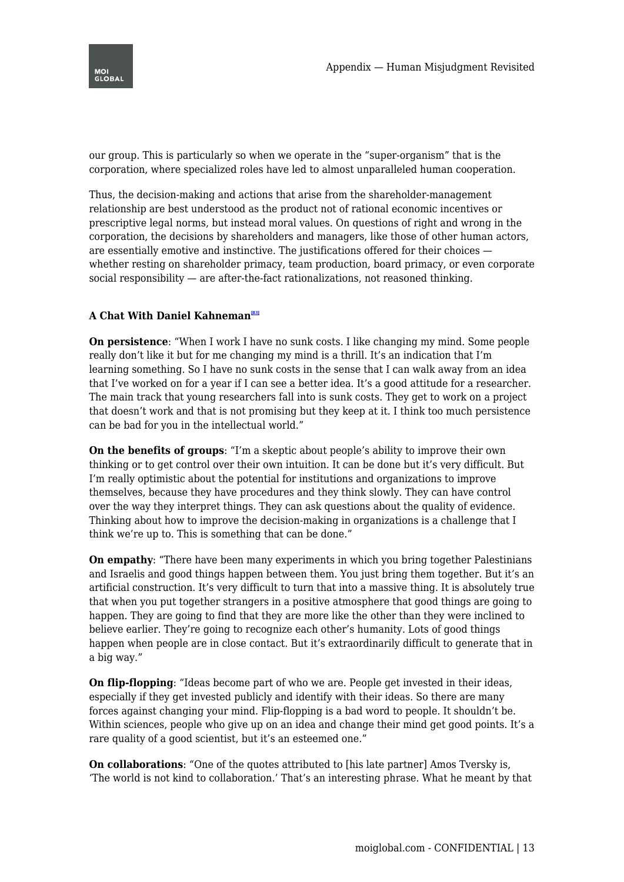our group. This is particularly so when we operate in the "super-organism" that is the corporation, where specialized roles have led to almost unparalleled human cooperation.

Thus, the decision-making and actions that arise from the shareholder-management relationship are best understood as the product not of rational economic incentives or prescriptive legal norms, but instead moral values. On questions of right and wrong in the corporation, the decisions by shareholders and managers, like those of other human actors, are essentially emotive and instinctive. The justifications offered for their choices — whether resting on shareholder primacy, team production, board primacy, or even corporate social responsibility — are after-the-fact rationalizations, not reasoned thinking.

**A Chat With Daniel Kahneman**[83]

**On persistence**: "When I work I have no sunk costs. I like changing my mind. Some people really don't like it but for me changing my mind is a thrill. It's an indication that I'm learning something. So I have no sunk costs in the sense that I can walk away from an idea that I've worked on for a year if I can see a better idea. It's a good attitude for a researcher. The main track that young researchers fall into is sunk costs. They get to work on a project that doesn't work and that is not promising but they keep at it. I think too much persistence can be bad for you in the intellectual world."

**On the benefits of groups**: "I'm a skeptic about people's ability to improve their own thinking or to get control over their own intuition. It can be done but it's very difficult. But I'm really optimistic about the potential for institutions and organizations to improve themselves, because they have procedures and they think slowly. They can have control over the way they interpret things. They can ask questions about the quality of evidence. Thinking about how to improve the decision-making in organizations is a challenge that I think we're up to. This is something that can be done."

**On empathy**: "There have been many experiments in which you bring together Palestinians and Israelis and good things happen between them. You just bring them together. But it's an artificial construction. It's very difficult to turn that into a massive thing. It is absolutely true that when you put together strangers in a positive atmosphere that good things are going to happen. They are going to find that they are more like the other than they were inclined to believe earlier. They're going to recognize each other's humanity. Lots of good things happen when people are in close contact. But it's extraordinarily difficult to generate that in a big way."

**On flip-flopping**: "Ideas become part of who we are. People get invested in their ideas, especially if they get invested publicly and identify with their ideas. So there are many forces against changing your mind. Flip-flopping is a bad word to people. It shouldn't be. Within sciences, people who give up on an idea and change their mind get good points. It's a rare quality of a good scientist, but it's an esteemed one."

**On collaborations**: "One of the quotes attributed to [his late partner] Amos Tversky is, 'The world is not kind to collaboration.' That's an interesting phrase. What he meant by that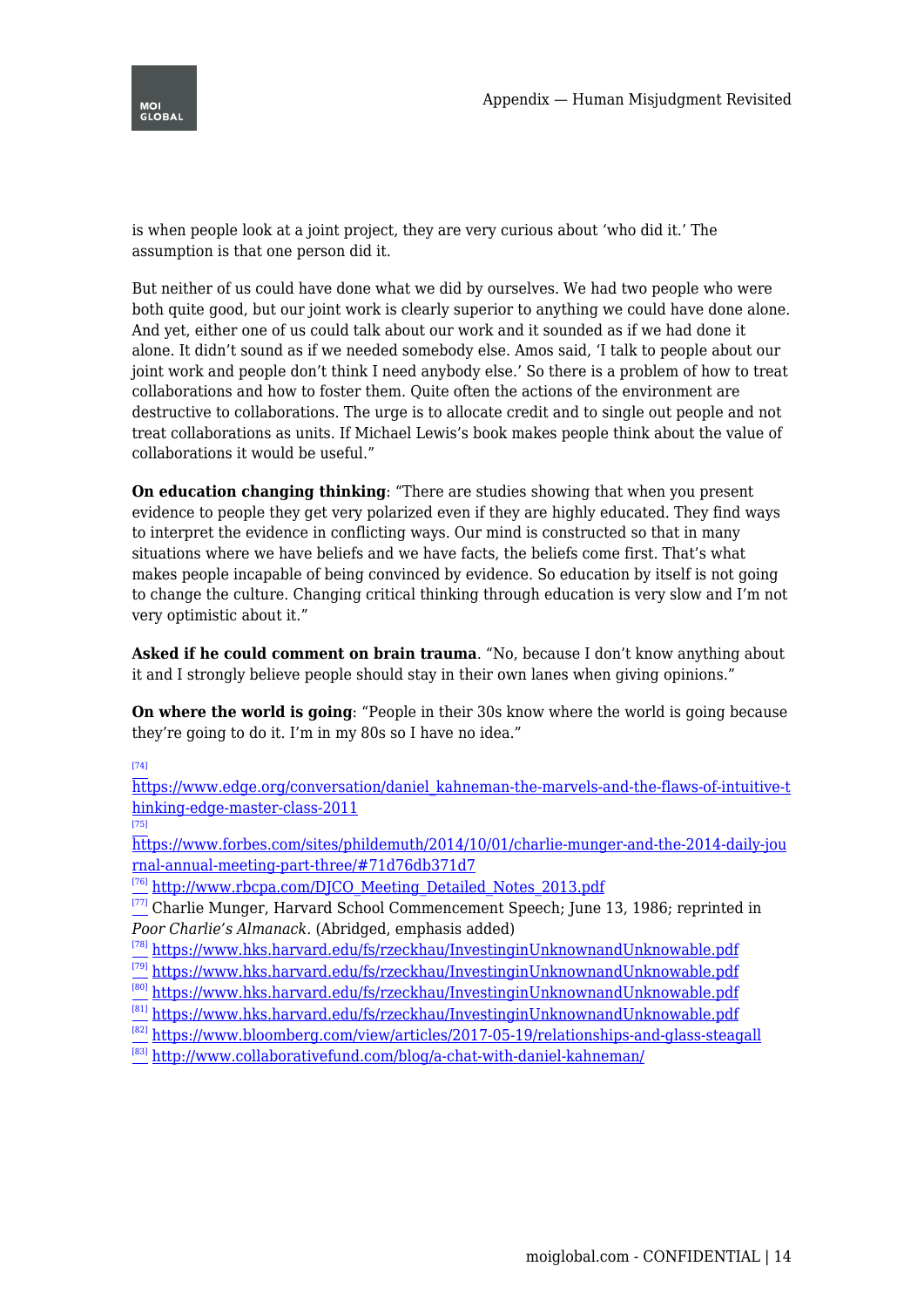is when people look at a joint project, they are very curious about 'who did it.' The assumption is that one person did it.

But neither of us could have done what we did by ourselves. We had two people who were both quite good, but our joint work is clearly superior to anything we could have done alone. And yet, either one of us could talk about our work and it sounded as if we had done it alone. It didn't sound as if we needed somebody else. Amos said, 'I talk to people about our joint work and people don't think I need anybody else.' So there is a problem of how to treat collaborations and how to foster them. Quite often the actions of the environment are destructive to collaborations. The urge is to allocate credit and to single out people and not treat collaborations as units. If Michael Lewis's book makes people think about the value of collaborations it would be useful."

**On education changing thinking**: "There are studies showing that when you present evidence to people they get very polarized even if they are highly educated. They find ways to interpret the evidence in conflicting ways. Our mind is constructed so that in many situations where we have beliefs and we have facts, the beliefs come first. That's what makes people incapable of being convinced by evidence. So education by itself is not going to change the culture. Changing critical thinking through education is very slow and I'm not very optimistic about it."

**Asked if he could comment on brain trauma**. "No, because I don't know anything about it and I strongly believe people should stay in their own lanes when giving opinions."

**On where the world is going**: "People in their 30s know where the world is going because they're going to do it. I'm in my 80s so I have no idea."

[74] https://www.edge.org/conversation/daniel_kahneman-the-marvels-and-the-flaws-of-intuitive-thinking-edge-master-class-2011

[75] https://www.forbes.com/sites/phildemuth/2014/10/01/charlie-munger-and-the-2014-daily-journal-annual-meeting-part-three/#71d76db371d7

[76] http://www.rbcpa.com/DJCO_Meeting_Detailed_Notes_2013.pdf

[77] Charlie Munger, Harvard School Commencement Speech; June 13, 1986; reprinted in *Poor Charlie's Almanack*. (Abridged, emphasis added)

[78] https://www.hks.harvard.edu/fs/rzeckhau/InvestinginUnknownandUnknowable.pdf

[79] https://www.hks.harvard.edu/fs/rzeckhau/InvestinginUnknownandUnknowable.pdf

[80] https://www.hks.harvard.edu/fs/rzeckhau/InvestinginUnknownandUnknowable.pdf

[81] https://www.hks.harvard.edu/fs/rzeckhau/InvestinginUnknownandUnknowable.pdf

[82] https://www.bloomberg.com/view/articles/2017-05-19/relationships-and-glass-steagall

[83] http://www.collaborativefund.com/blog/a-chat-with-daniel-kahneman/